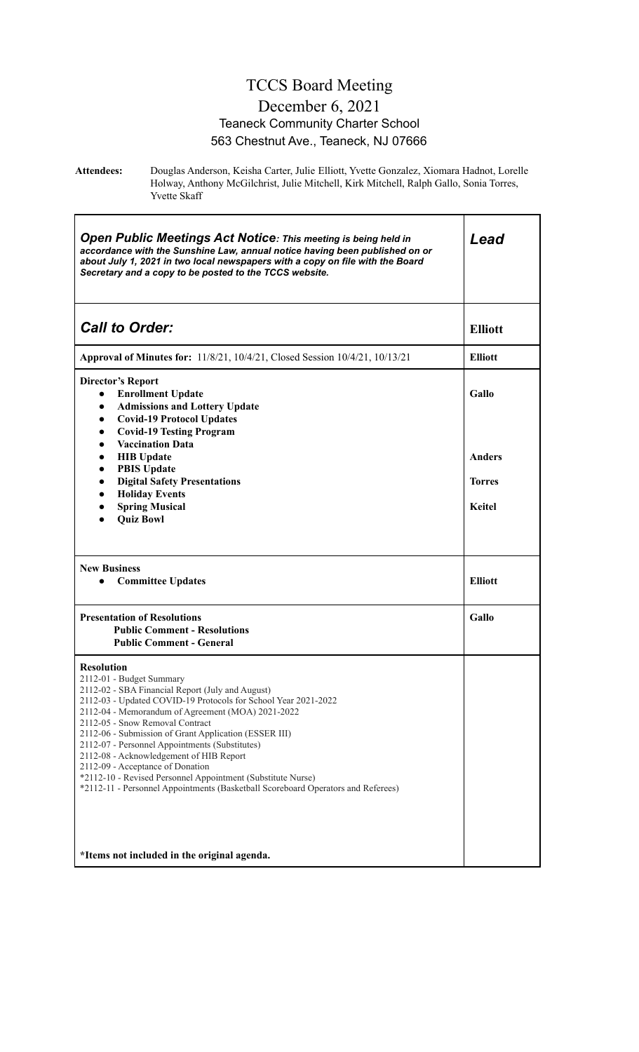# TCCS Board Meeting

## December 6, 2021

### Teaneck Community Charter School

### 563 Chestnut Ave., Teaneck, NJ 07666

**Attendees:** Douglas Anderson, Keisha Carter, Julie Elliott, Yvette Gonzalez, Xiomara Hadnot, Lorelle Holway, Anthony McGilchrist, Julie Mitchell, Kirk Mitchell, Ralph Gallo, Sonia Torres, Yvette Skaff

| ***Open Public Meetings Act Notice**: This meeting is being held in accordance with the Sunshine Law, annual notice having been published on or about July 1, 2021 in two local newspapers with a copy on file with the Board Secretary and a copy to be posted to the TCCS website.* | ***Lead*** |
|---|---|
| ***Call to Order:*** | **Elliott** |
| **Approval of Minutes for:** 11/8/21, 10/4/21, Closed Session 10/4/21, 10/13/21 | **Elliott** |
| **Director's Report**<br>• **Enrollment Update**<br>• **Admissions and Lottery Update**<br>• **Covid-19 Protocol Updates**<br>• **Covid-19 Testing Program**<br>• **Vaccination Data**<br>• **HIB Update**<br>• **PBIS Update**<br>• **Digital Safety Presentations**<br>• **Holiday Events**<br>• **Spring Musical**<br>• **Quiz Bowl** | **Gallo**<br><br><br><br><br>**Anders**<br><br>**Torres**<br><br>**Keitel** |
| **New Business**<br>• **Committee Updates** | **Elliott** |
| **Presentation of Resolutions**<br>**Public Comment - Resolutions**<br>**Public Comment - General** | **Gallo** |
| **Resolution**<br>2112-01 - Budget Summary<br>2112-02 - SBA Financial Report (July and August)<br>2112-03 - Updated COVID-19 Protocols for School Year 2021-2022<br>2112-04 - Memorandum of Agreement (MOA) 2021-2022<br>2112-05 - Snow Removal Contract<br>2112-06 - Submission of Grant Application (ESSER III)<br>2112-07 - Personnel Appointments (Substitutes)<br>2112-08 - Acknowledgement of HIB Report<br>2112-09 - Acceptance of Donation<br>*2112-10 - Revised Personnel Appointment (Substitute Nurse)<br>*2112-11 - Personnel Appointments (Basketball Scoreboard Operators and Referees)<br><br>**\*Items not included in the original agenda.** | |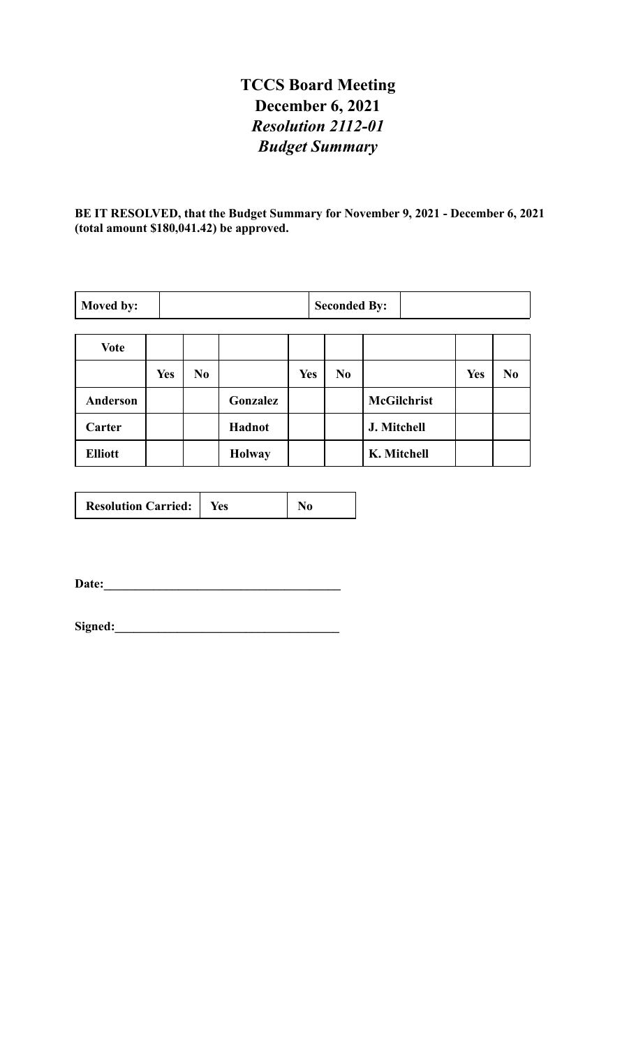# TCCS Board Meeting
## December 6, 2021
### *Resolution 2112-01*
### *Budget Summary*

**BE IT RESOLVED, that the Budget Summary for November 9, 2021 - December 6, 2021 (total amount $180,041.42) be approved.**

| **Moved by:** | | **Seconded By:** | |
|---|---|---|---|

| **Vote** | | | | | | | | |
|---|---|---|---|---|---|---|---|---|
| | **Yes** | **No** | | **Yes** | **No** | | **Yes** | **No** |
| **Anderson** | | | **Gonzalez** | | | **McGilchrist** | | |
| **Carter** | | | **Hadnot** | | | **J. Mitchell** | | |
| **Elliott** | | | **Holway** | | | **K. Mitchell** | | |

| **Resolution Carried:** | **Yes** | **No** |
|---|---|---|

**Date:**_______________________________________

**Signed:**_____________________________________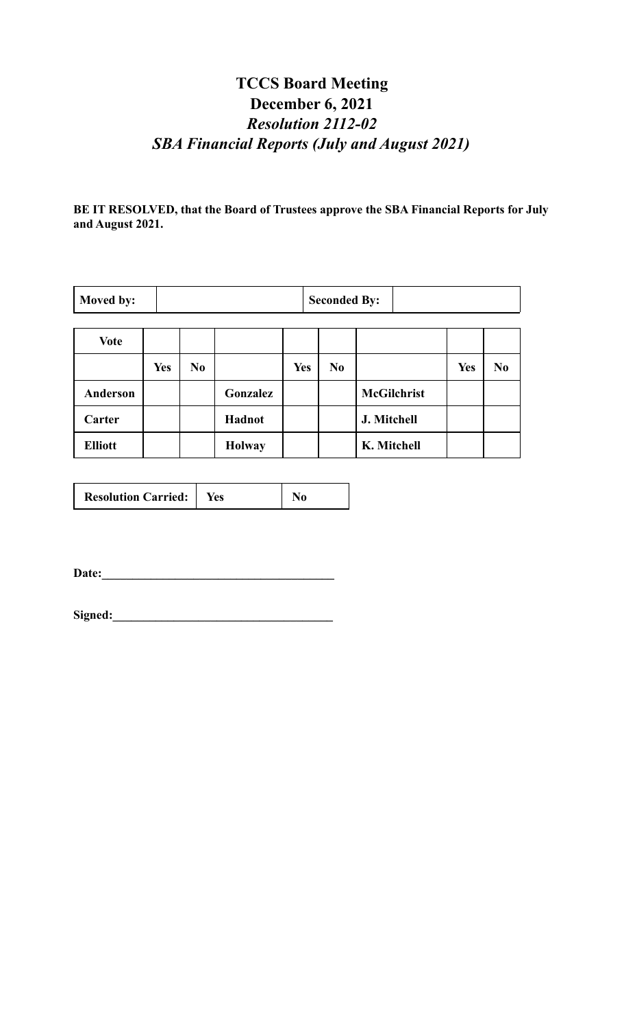# TCCS Board Meeting
# December 6, 2021
## *Resolution 2112-02*
## *SBA Financial Reports (July and August 2021)*

**BE IT RESOLVED, that the Board of Trustees approve the SBA Financial Reports for July and August 2021.**

| **Moved by:** | | **Seconded By:** | |
|---|---|---|---|

| **Vote** | | | | | | | | |
|---|---|---|---|---|---|---|---|---|
| | **Yes** | **No** | | **Yes** | **No** | | **Yes** | **No** |
| **Anderson** | | | **Gonzalez** | | | **McGilchrist** | | |
| **Carter** | | | **Hadnot** | | | **J. Mitchell** | | |
| **Elliott** | | | **Holway** | | | **K. Mitchell** | | |

| **Resolution Carried:** | **Yes** | **No** |
|---|---|---|

**Date:**______________________________________

**Signed:**____________________________________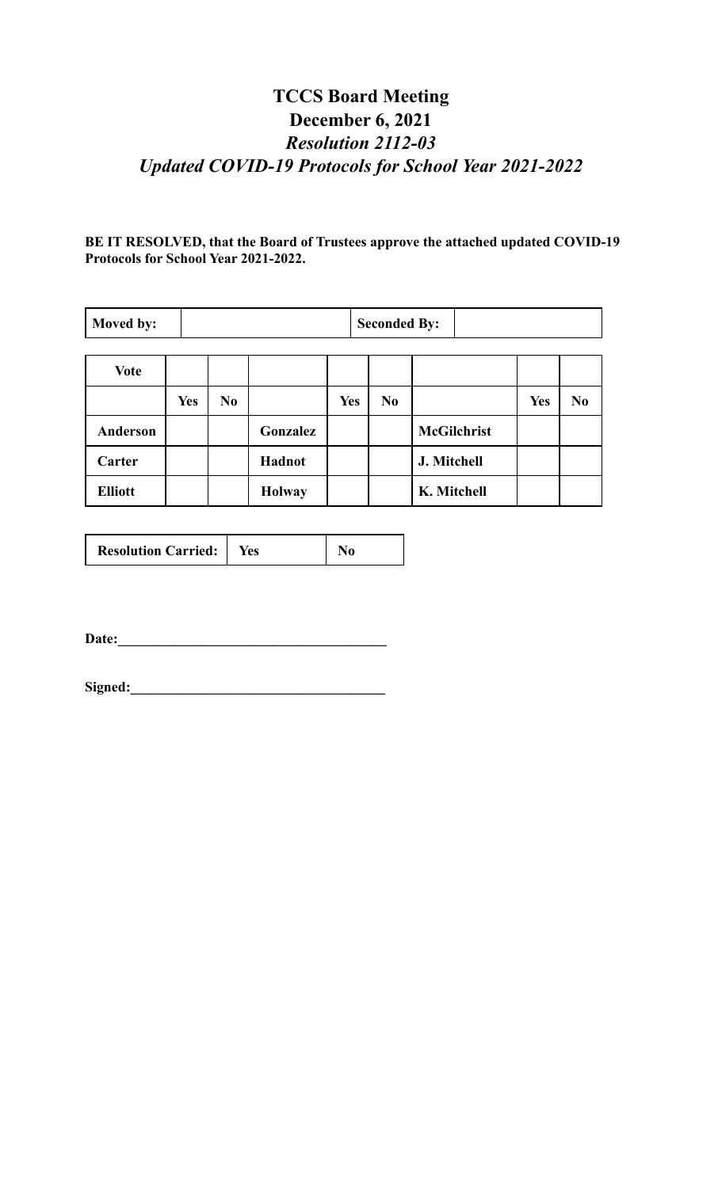# TCCS Board Meeting
# December 6, 2021
## *Resolution 2112-03*
## *Updated COVID-19 Protocols for School Year 2021-2022*

**BE IT RESOLVED, that the Board of Trustees approve the attached updated COVID-19 Protocols for School Year 2021-2022.**

| **Moved by:** | | **Seconded By:** | |
|---|---|---|---|

| **Vote** | | | | | | | | |
|---|---|---|---|---|---|---|---|---|
| | **Yes** | **No** | | **Yes** | **No** | | **Yes** | **No** |
| **Anderson** | | | **Gonzalez** | | | **McGilchrist** | | |
| **Carter** | | | **Hadnot** | | | **J. Mitchell** | | |
| **Elliott** | | | **Holway** | | | **K. Mitchell** | | |

| **Resolution Carried:** | **Yes** | **No** |
|---|---|---|

**Date:**\_\_\_\_\_\_\_\_\_\_\_\_\_\_\_\_\_\_\_\_\_\_\_\_\_\_\_\_\_\_\_\_\_\_\_\_\_\_

**Signed:**\_\_\_\_\_\_\_\_\_\_\_\_\_\_\_\_\_\_\_\_\_\_\_\_\_\_\_\_\_\_\_\_\_\_\_\_\_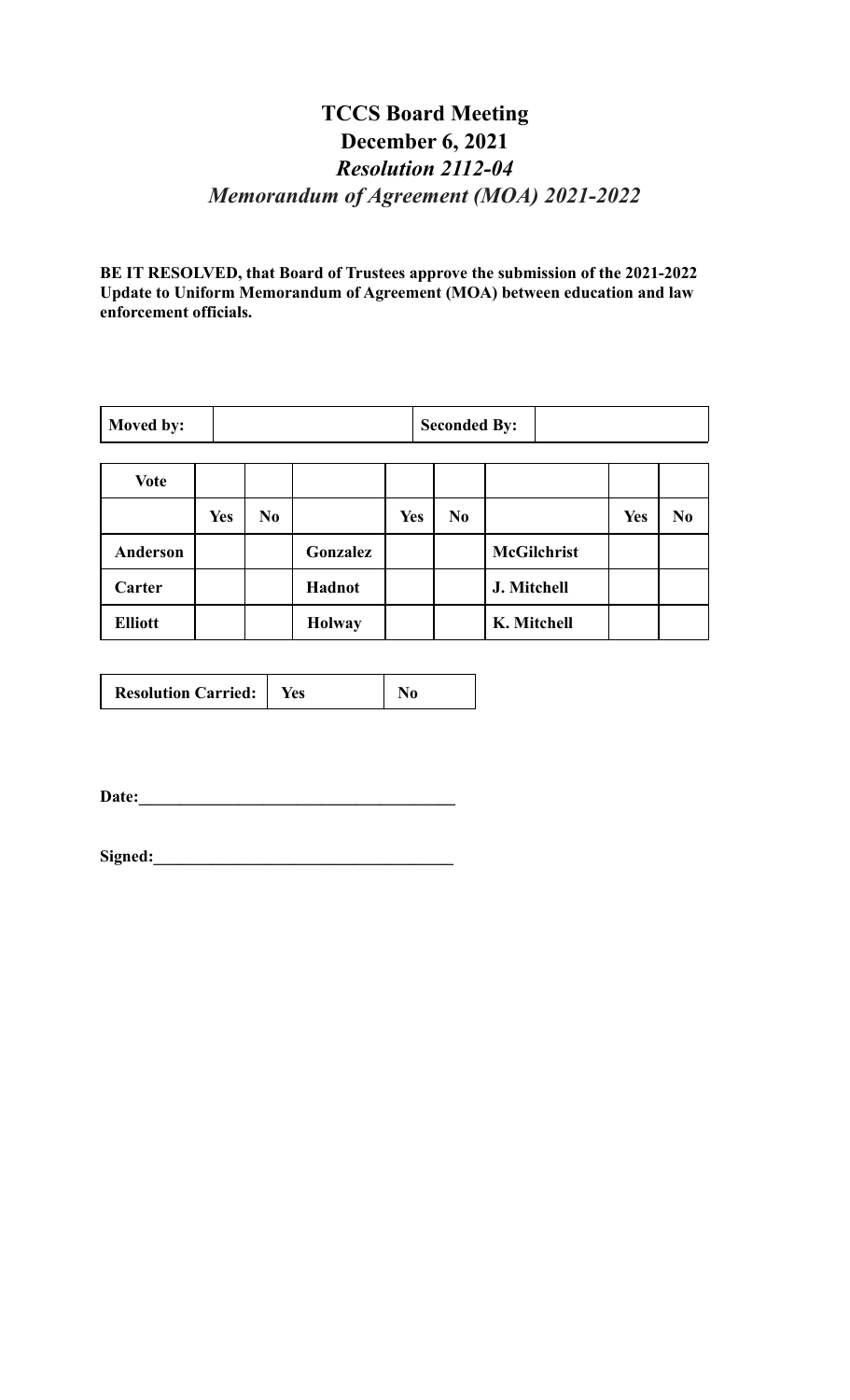# TCCS Board Meeting

## December 6, 2021

### *Resolution 2112-04*

### *Memorandum of Agreement (MOA) 2021-2022*

**BE IT RESOLVED, that Board of Trustees approve the submission of the 2021-2022 Update to Uniform Memorandum of Agreement (MOA) between education and law enforcement officials.**

| **Moved by:** | | **Seconded By:** | |
|---|---|---|---|

| **Vote** | | | | | | | | |
|---|---|---|---|---|---|---|---|---|
| | **Yes** | **No** | | **Yes** | **No** | | **Yes** | **No** |
| **Anderson** | | | **Gonzalez** | | | **McGilchrist** | | |
| **Carter** | | | **Hadnot** | | | **J. Mitchell** | | |
| **Elliott** | | | **Holway** | | | **K. Mitchell** | | |

| **Resolution Carried:** | **Yes** | **No** |
|---|---|---|

**Date:**\_\_\_\_\_\_\_\_\_\_\_\_\_\_\_\_\_\_\_\_\_\_\_\_\_\_\_\_\_\_\_\_\_\_\_\_\_\_

**Signed:**\_\_\_\_\_\_\_\_\_\_\_\_\_\_\_\_\_\_\_\_\_\_\_\_\_\_\_\_\_\_\_\_\_\_\_\_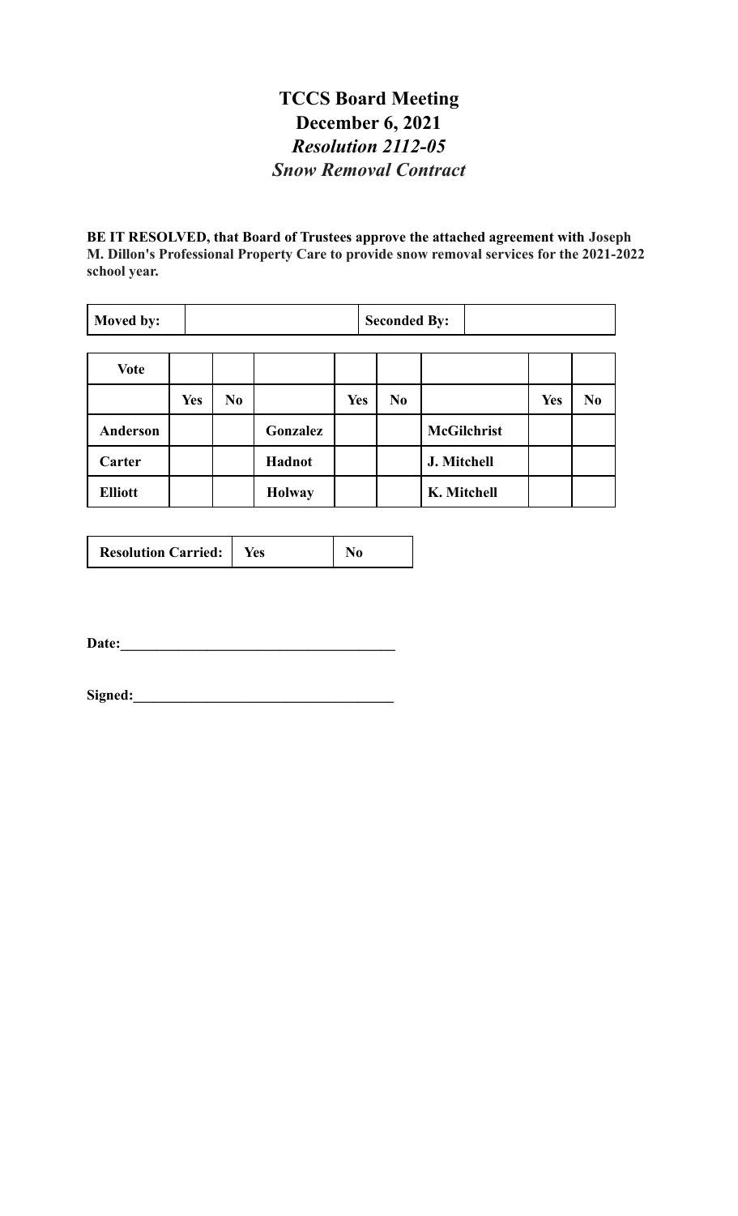# TCCS Board Meeting
# December 6, 2021
# *Resolution 2112-05*
# *Snow Removal Contract*

**BE IT RESOLVED, that Board of Trustees approve the attached agreement with Joseph M. Dillon's Professional Property Care to provide snow removal services for the 2021-2022 school year.**

| **Moved by:** | | **Seconded By:** | |
|---|---|---|---|

| **Vote** | | | | | | | | |
|---|---|---|---|---|---|---|---|---|
| | **Yes** | **No** | | **Yes** | **No** | | **Yes** | **No** |
| **Anderson** | | | **Gonzalez** | | | **McGilchrist** | | |
| **Carter** | | | **Hadnot** | | | **J. Mitchell** | | |
| **Elliott** | | | **Holway** | | | **K. Mitchell** | | |

| **Resolution Carried:** | **Yes** | **No** |
|---|---|---|

**Date:**______________________________________

**Signed:**____________________________________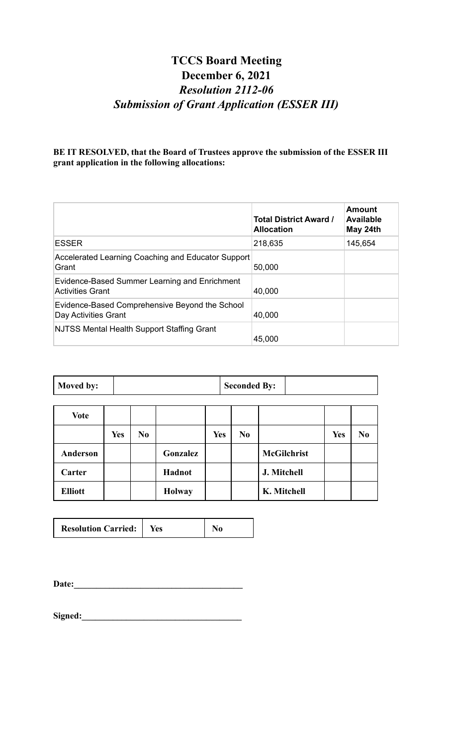# TCCS Board Meeting
# December 6, 2021
## *Resolution 2112-06*
## *Submission of Grant Application (ESSER III)*

**BE IT RESOLVED, that the Board of Trustees approve the submission of the ESSER III grant application in the following allocations:**

| | **Total District Award / Allocation** | **Amount Available May 24th** |
|---|---|---|
| ESSER | 218,635 | 145,654 |
| Accelerated Learning Coaching and Educator Support Grant | 50,000 | |
| Evidence-Based Summer Learning and Enrichment Activities Grant | 40,000 | |
| Evidence-Based Comprehensive Beyond the School Day Activities Grant | 40,000 | |
| NJTSS Mental Health Support Staffing Grant | 45,000 | |

| **Moved by:** | | **Seconded By:** | |
|---|---|---|---|

| **Vote** | | | | | | | | |
|---|---|---|---|---|---|---|---|---|
| | **Yes** | **No** | | **Yes** | **No** | | **Yes** | **No** |
| **Anderson** | | | **Gonzalez** | | | **McGilchrist** | | |
| **Carter** | | | **Hadnot** | | | **J. Mitchell** | | |
| **Elliott** | | | **Holway** | | | **K. Mitchell** | | |

| **Resolution Carried:** | **Yes** | **No** |
|---|---|---|

**Date:**\_\_\_\_\_\_\_\_\_\_\_\_\_\_\_\_\_\_\_\_\_\_\_\_\_\_\_\_\_\_\_\_\_\_\_\_\_\_

**Signed:**\_\_\_\_\_\_\_\_\_\_\_\_\_\_\_\_\_\_\_\_\_\_\_\_\_\_\_\_\_\_\_\_\_\_\_\_\_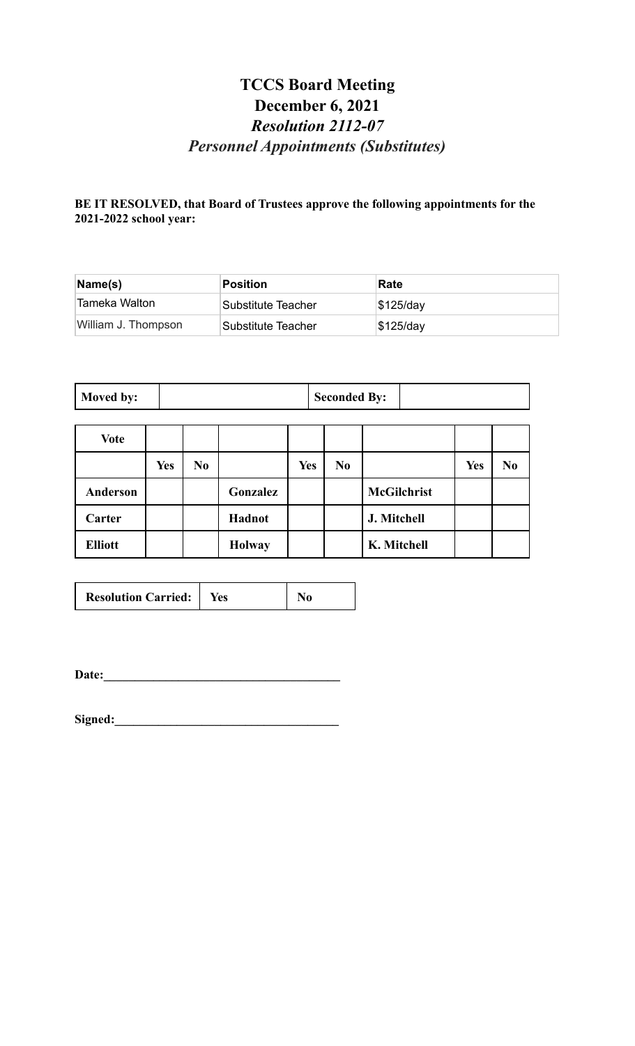# TCCS Board Meeting
# December 6, 2021
## *Resolution 2112-07*
## *Personnel Appointments (Substitutes)*

**BE IT RESOLVED, that Board of Trustees approve the following appointments for the 2021-2022 school year:**

| Name(s) | Position | Rate |
|---|---|---|
| Tameka Walton | Substitute Teacher | $125/day |
| William J. Thompson | Substitute Teacher | $125/day |

| Moved by: | | Seconded By: | |
|---|---|---|---|

| Vote | | | | | | | | |
|---|---|---|---|---|---|---|---|---|
| | Yes | No | | Yes | No | | Yes | No |
| **Anderson** | | | **Gonzalez** | | | **McGilchrist** | | |
| **Carter** | | | **Hadnot** | | | **J. Mitchell** | | |
| **Elliott** | | | **Holway** | | | **K. Mitchell** | | |

| Resolution Carried: | Yes | No |
|---|---|---|

**Date:**______________________________________

**Signed:**____________________________________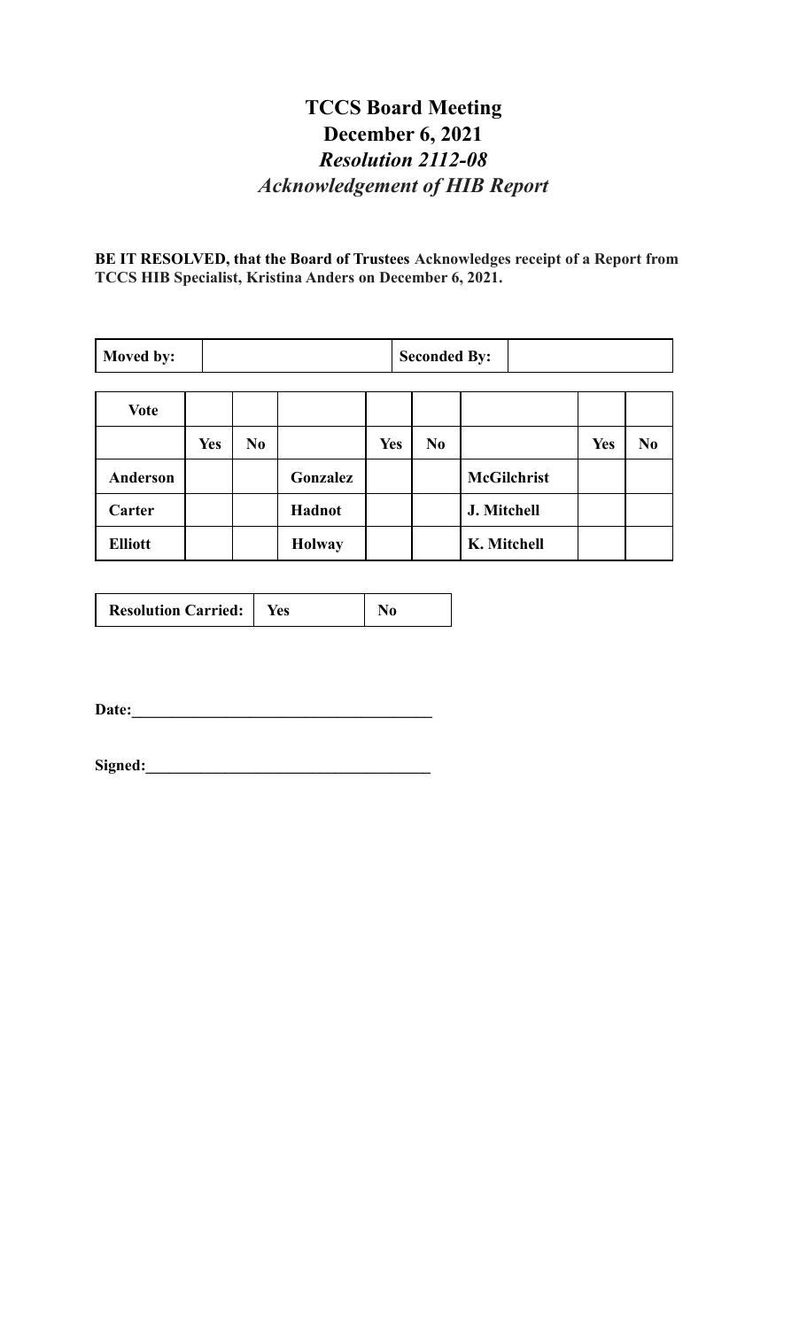# TCCS Board Meeting
# December 6, 2021
## *Resolution 2112-08*
## *Acknowledgement of HIB Report*

**BE IT RESOLVED, that the Board of Trustees Acknowledges receipt of a Report from TCCS HIB Specialist, Kristina Anders on December 6, 2021.**

| **Moved by:** | | **Seconded By:** | |
|---|---|---|---|

| **Vote** | | | | | | | | |
|---|---|---|---|---|---|---|---|---|
| | **Yes** | **No** | | **Yes** | **No** | | **Yes** | **No** |
| **Anderson** | | | **Gonzalez** | | | **McGilchrist** | | |
| **Carter** | | | **Hadnot** | | | **J. Mitchell** | | |
| **Elliott** | | | **Holway** | | | **K. Mitchell** | | |

| **Resolution Carried:** | **Yes** | **No** |
|---|---|---|

**Date:**______________________________________

**Signed:**____________________________________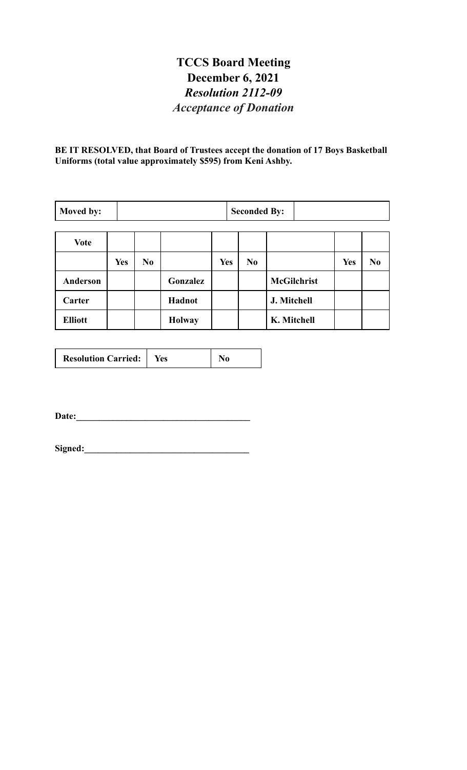# TCCS Board Meeting
## December 6, 2021
### *Resolution 2112-09*
### *Acceptance of Donation*

**BE IT RESOLVED, that Board of Trustees accept the donation of 17 Boys Basketball Uniforms (total value approximately $595) from Keni Ashby.**

| **Moved by:** | | **Seconded By:** | |
|---|---|---|---|

| **Vote** | | | | | | | | |
|---|---|---|---|---|---|---|---|---|
| | **Yes** | **No** | | **Yes** | **No** | | **Yes** | **No** |
| **Anderson** | | | **Gonzalez** | | | **McGilchrist** | | |
| **Carter** | | | **Hadnot** | | | **J. Mitchell** | | |
| **Elliott** | | | **Holway** | | | **K. Mitchell** | | |

| **Resolution Carried:** | **Yes** | **No** |
|---|---|---|

**Date:**______________________________________

**Signed:**____________________________________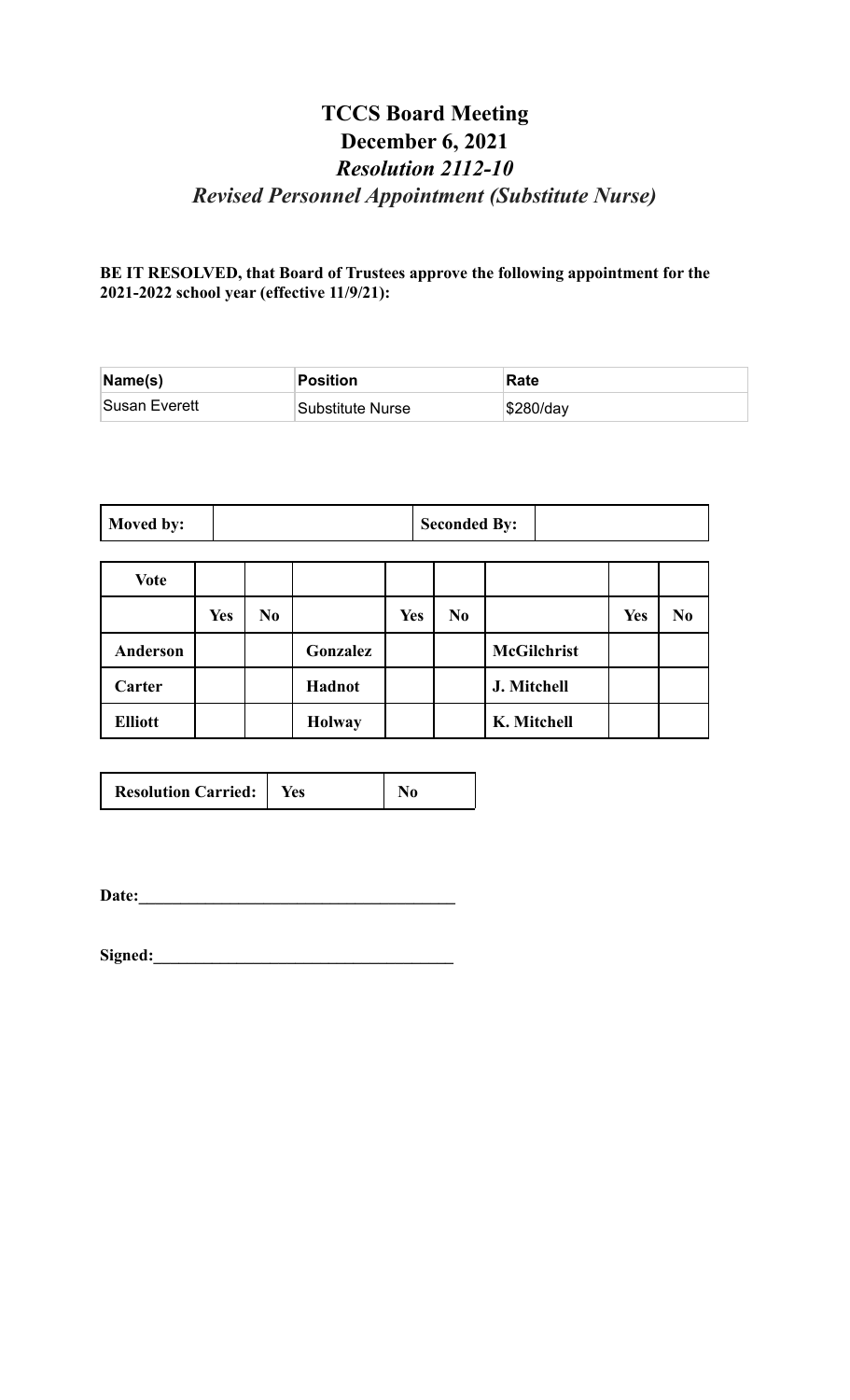# TCCS Board Meeting
# December 6, 2021
## *Resolution 2112-10*
## *Revised Personnel Appointment (Substitute Nurse)*

**BE IT RESOLVED, that Board of Trustees approve the following appointment for the 2021-2022 school year (effective 11/9/21):**

| Name(s) | Position | Rate |
|---|---|---|
| Susan Everett | Substitute Nurse | $280/day |

| Moved by: | | Seconded By: | |
|---|---|---|---|

| Vote | | | | | | | | |
|---|---|---|---|---|---|---|---|---|
| | Yes | No | | Yes | No | | Yes | No |
| Anderson | | | Gonzalez | | | McGilchrist | | |
| Carter | | | Hadnot | | | J. Mitchell | | |
| Elliott | | | Holway | | | K. Mitchell | | |

| Resolution Carried: | Yes | No |
|---|---|---|

**Date:**_______________________________________

**Signed:**_____________________________________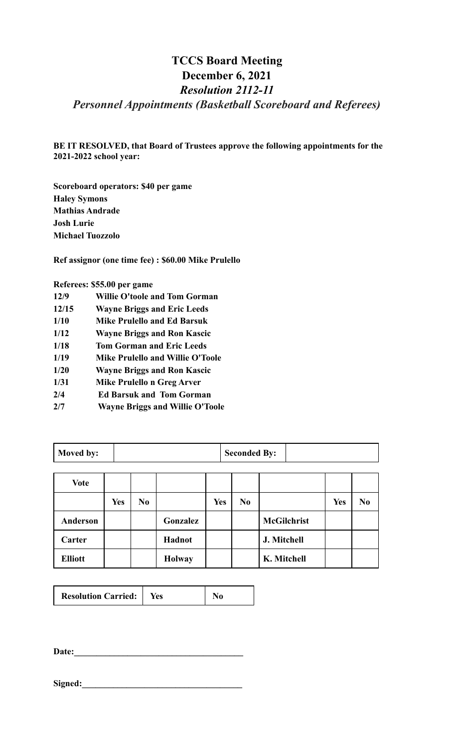# TCCS Board Meeting
# December 6, 2021
## *Resolution 2112-11*
## *Personnel Appointments (Basketball Scoreboard and Referees)*

**BE IT RESOLVED, that Board of Trustees approve the following appointments for the 2021-2022 school year:**

**Scoreboard operators: $40 per game**
**Haley Symons**
**Mathias Andrade**
**Josh Lurie**
**Michael Tuozzolo**

**Ref assignor (one time fee) : $60.00 Mike Prulello**

**Referees: $55.00 per game**

| | |
|---|---|
| **12/9** | **Willie O'toole and Tom Gorman** |
| **12/15** | **Wayne Briggs and Eric Leeds** |
| **1/10** | **Mike Prulello and Ed Barsuk** |
| **1/12** | **Wayne Briggs and Ron Kascic** |
| **1/18** | **Tom Gorman and Eric Leeds** |
| **1/19** | **Mike Prulello and Willie O'Toole** |
| **1/20** | **Wayne Briggs and Ron Kascic** |
| **1/31** | **Mike Prulello n Greg Arver** |
| **2/4** | **Ed Barsuk and Tom Gorman** |
| **2/7** | **Wayne Briggs and Willie O'Toole** |

| **Moved by:** | | **Seconded By:** | |
|---|---|---|---|

| **Vote** | | | | | | | | |
|---|---|---|---|---|---|---|---|---|
| | **Yes** | **No** | | **Yes** | **No** | | **Yes** | **No** |
| **Anderson** | | | **Gonzalez** | | | **McGilchrist** | | |
| **Carter** | | | **Hadnot** | | | **J. Mitchell** | | |
| **Elliott** | | | **Holway** | | | **K. Mitchell** | | |

| **Resolution Carried:** | **Yes** | **No** |
|---|---|---|

**Date:**_____________________________________

**Signed:**___________________________________